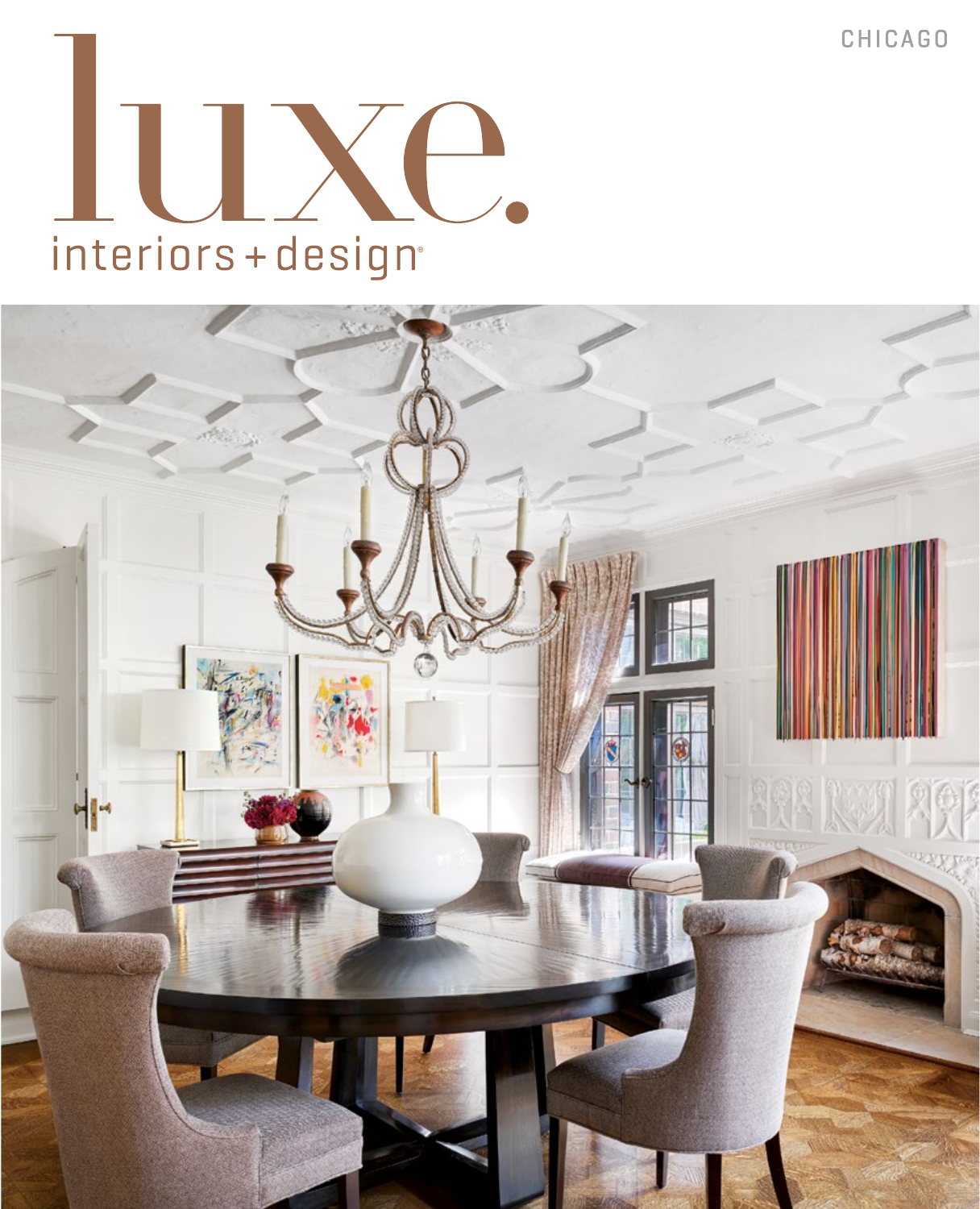CHICAGO

# luxe.

interiors + design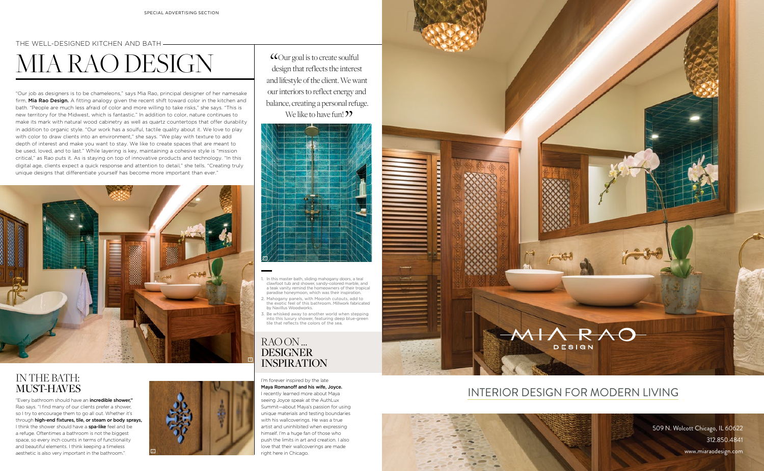SPECIAL ADVERTISING SECTION

THE WELL-DESIGNED KITCHEN AND BATH

# MIA RAO DESIGN

"Our job as designers is to be chameleons," says Mia Rao, principal designer of her namesake firm, **Mia Rao Design.** A fitting analogy given the recent shift toward color in the kitchen and bath. "People are much less afraid of color and more willing to take risks," she says. "This is new territory for the Midwest, which is fantastic." In addition to color, nature continues to make its mark with natural wood cabinetry as well as quartz countertops that offer durability in addition to organic style. "Our work has a soulful, tactile quality about it. We love to play with color to draw clients into an environment," she says. "We play with texture to add depth of interest and make you want to stay. We like to create spaces that are meant to be used, loved, and to last." While layering is key, maintaining a cohesive style is "mission critical," as Rao puts it. As is staying on top of innovative products and technology. "In this digital age, clients expect a quick response and attention to detail," she tells. "Creating truly unique designs that differentiate yourself has become more important than ever."

## IN THE BATH: MUST-HAVES

"Every bathroom should have an **incredible shower,"** Rao says. "I find many of our clients prefer a shower, so I try to encourage them to go all out. Whether it's through **high-end fixtures, tile, or steam or body sprays,** I think the shower should have a **spa-like** feel and be a refuge. Oftentimes a bathroom is not the biggest space, so every inch counts in terms of functionality and beautiful elements. I think keeping a timeless aesthetic is also very important in the bathroom."

"Our goal is to create soulful design that reflects the interest and lifestyle of the client. We want our interiors to reflect energy and balance, creating a personal refuge. We like to have fun!"

1. In this master bath, sliding mahogany doors, a teal clawfoot tub and shower, sandy-colored marble, and a teak vanity remind the homeowners of their tropical paradise honeymoon, which was their inspiration.
2. Mahogany panels, with Moorish cutouts, add to the exotic feel of this bathroom. Millwork fabricated by Navillus Woodworks.
3. Be whisked away to another world when stepping into this luxury shower, featuring deep blue-green tile that reflects the colors of the sea.

## RAO ON... DESIGNER INSPIRATION

I'm forever inspired by the late **Maya Romanoff and his wife, Joyce.** I recently learned more about Maya seeing Joyce speak at the AuthLux Summit—about Maya's passion for using unique materials and testing boundaries with his wallcoverings. He was a true artist and uninhibited when expressing himself. I'm a huge fan of those who push the limits in art and creation. I also love that their wallcoverings are made right here in Chicago.

MIA RAO DESIGN

## INTERIOR DESIGN FOR MODERN LIVING

509 N. Wolcott Chicago, IL 60622
312.850.4841
www.miaraodesign.com